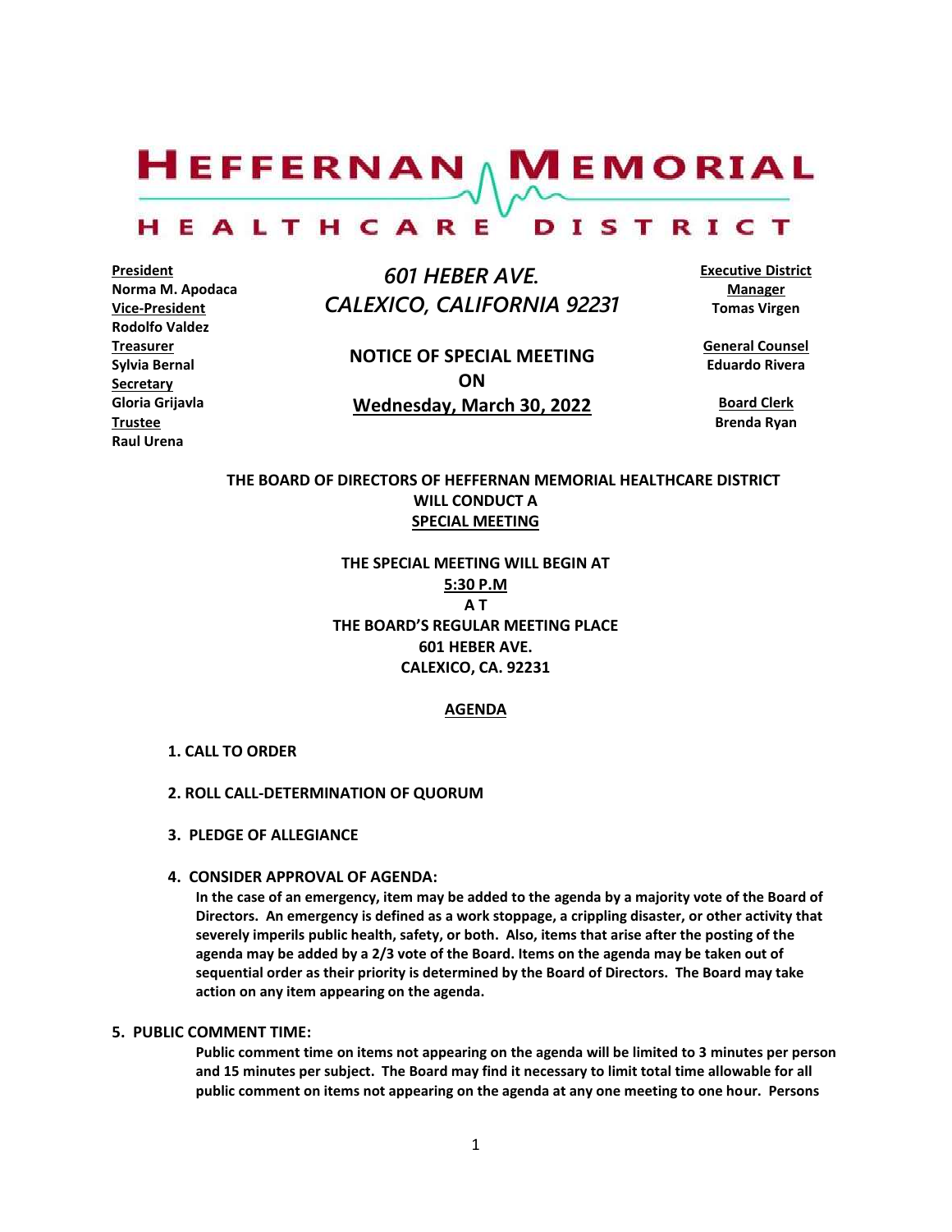# HEFFERNAN MEMORIAL HEALTHCARE DISTRICT

**President**
**Norma M. Apodaca**
**Vice-President**
**Rodolfo Valdez**
**Treasurer**
**Sylvia Bernal**
**Secretary**
**Gloria Grijavla**
**Trustee**
**Raul Urena**

*601 HEBER AVE.*
*CALEXICO, CALIFORNIA 92231*

**NOTICE OF SPECIAL MEETING**
**ON**
**Wednesday, March 30, 2022**

**Executive District Manager**
**Tomas Virgen**

**General Counsel**
**Eduardo Rivera**

**Board Clerk**
**Brenda Ryan**

**THE BOARD OF DIRECTORS OF HEFFERNAN MEMORIAL HEALTHCARE DISTRICT WILL CONDUCT A SPECIAL MEETING**

**THE SPECIAL MEETING WILL BEGIN AT 5:30 P.M AT THE BOARD'S REGULAR MEETING PLACE 601 HEBER AVE. CALEXICO, CA. 92231**

## AGENDA

**1. CALL TO ORDER**

**2. ROLL CALL-DETERMINATION OF QUORUM**

**3. PLEDGE OF ALLEGIANCE**

**4. CONSIDER APPROVAL OF AGENDA:**
**In the case of an emergency, item may be added to the agenda by a majority vote of the Board of Directors. An emergency is defined as a work stoppage, a crippling disaster, or other activity that severely imperils public health, safety, or both. Also, items that arise after the posting of the agenda may be added by a 2/3 vote of the Board. Items on the agenda may be taken out of sequential order as their priority is determined by the Board of Directors. The Board may take action on any item appearing on the agenda.**

**5. PUBLIC COMMENT TIME:**
**Public comment time on items not appearing on the agenda will be limited to 3 minutes per person and 15 minutes per subject. The Board may find it necessary to limit total time allowable for all public comment on items not appearing on the agenda at any one meeting to one hour. Persons**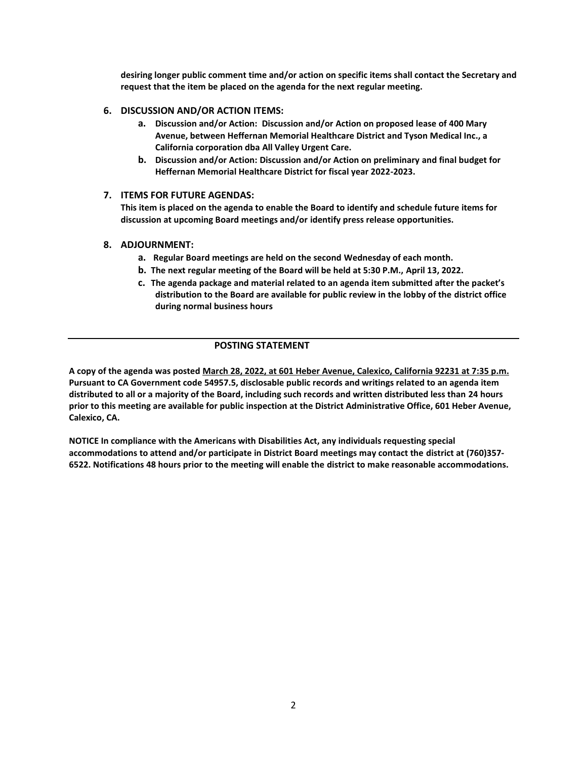**desiring longer public comment time and/or action on specific items shall contact the Secretary and request that the item be placed on the agenda for the next regular meeting.**

6. **DISCUSSION AND/OR ACTION ITEMS:**
   a. **Discussion and/or Action: Discussion and/or Action on proposed lease of 400 Mary Avenue, between Heffernan Memorial Healthcare District and Tyson Medical Inc., a California corporation dba All Valley Urgent Care.**
   b. **Discussion and/or Action: Discussion and/or Action on preliminary and final budget for Heffernan Memorial Healthcare District for fiscal year 2022-2023.**

7. **ITEMS FOR FUTURE AGENDAS:**
   **This item is placed on the agenda to enable the Board to identify and schedule future items for discussion at upcoming Board meetings and/or identify press release opportunities.**

8. **ADJOURNMENT:**
   a. **Regular Board meetings are held on the second Wednesday of each month.**
   b. **The next regular meeting of the Board will be held at 5:30 P.M., April 13, 2022.**
   c. **The agenda package and material related to an agenda item submitted after the packet's distribution to the Board are available for public review in the lobby of the district office during normal business hours**

---

**POSTING STATEMENT**

**A copy of the agenda was posted March 28, 2022, at 601 Heber Avenue, Calexico, California 92231 at 7:35 p.m. Pursuant to CA Government code 54957.5, disclosable public records and writings related to an agenda item distributed to all or a majority of the Board, including such records and written distributed less than 24 hours prior to this meeting are available for public inspection at the District Administrative Office, 601 Heber Avenue, Calexico, CA.**

**NOTICE In compliance with the Americans with Disabilities Act, any individuals requesting special accommodations to attend and/or participate in District Board meetings may contact the district at (760)357-6522. Notifications 48 hours prior to the meeting will enable the district to make reasonable accommodations.**